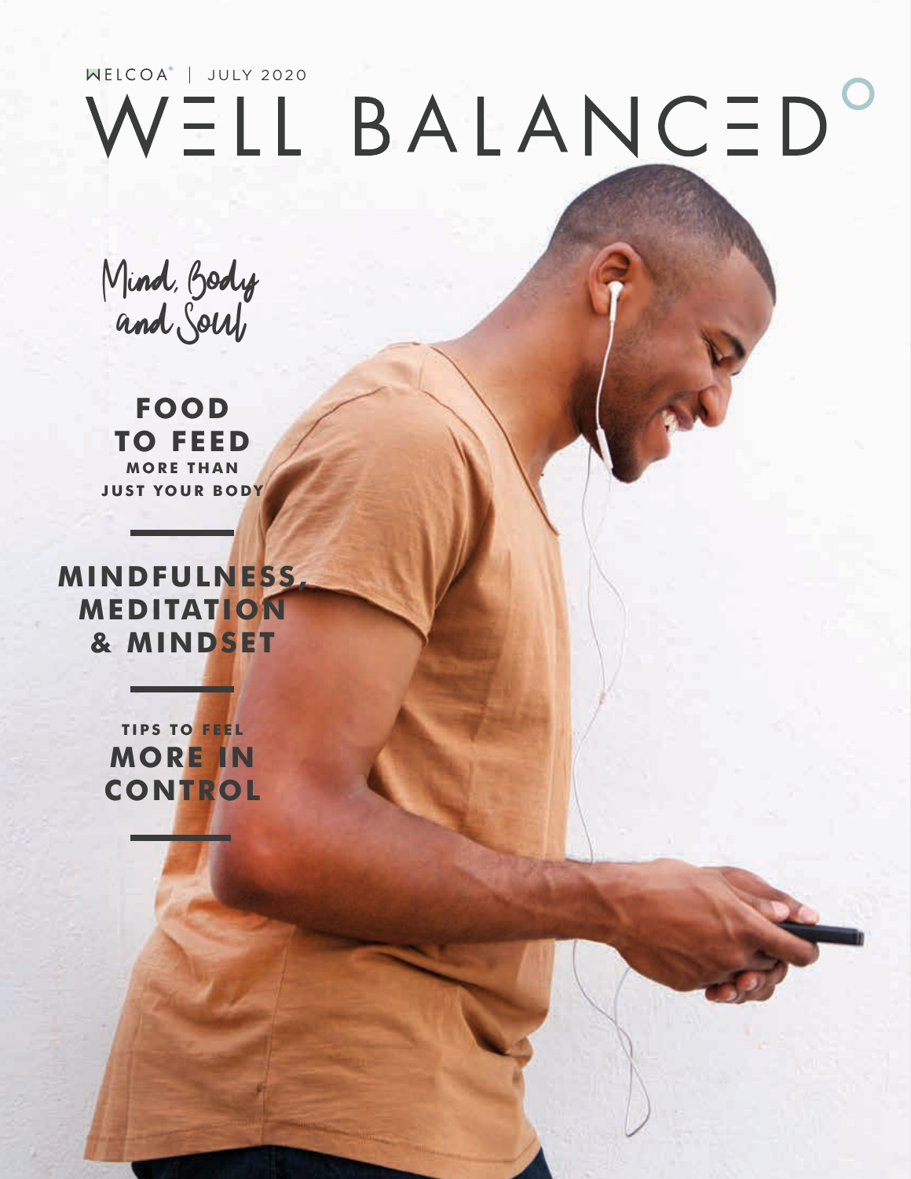WELCOA® | JULY 2020

# WELL BALANCED

*Mind, Body and Soul*

**FOOD TO FEED**
**MORE THAN JUST YOUR BODY**

---

**MINDFULNESS, MEDITATION & MINDSET**

---

**TIPS TO FEEL**
**MORE IN CONTROL**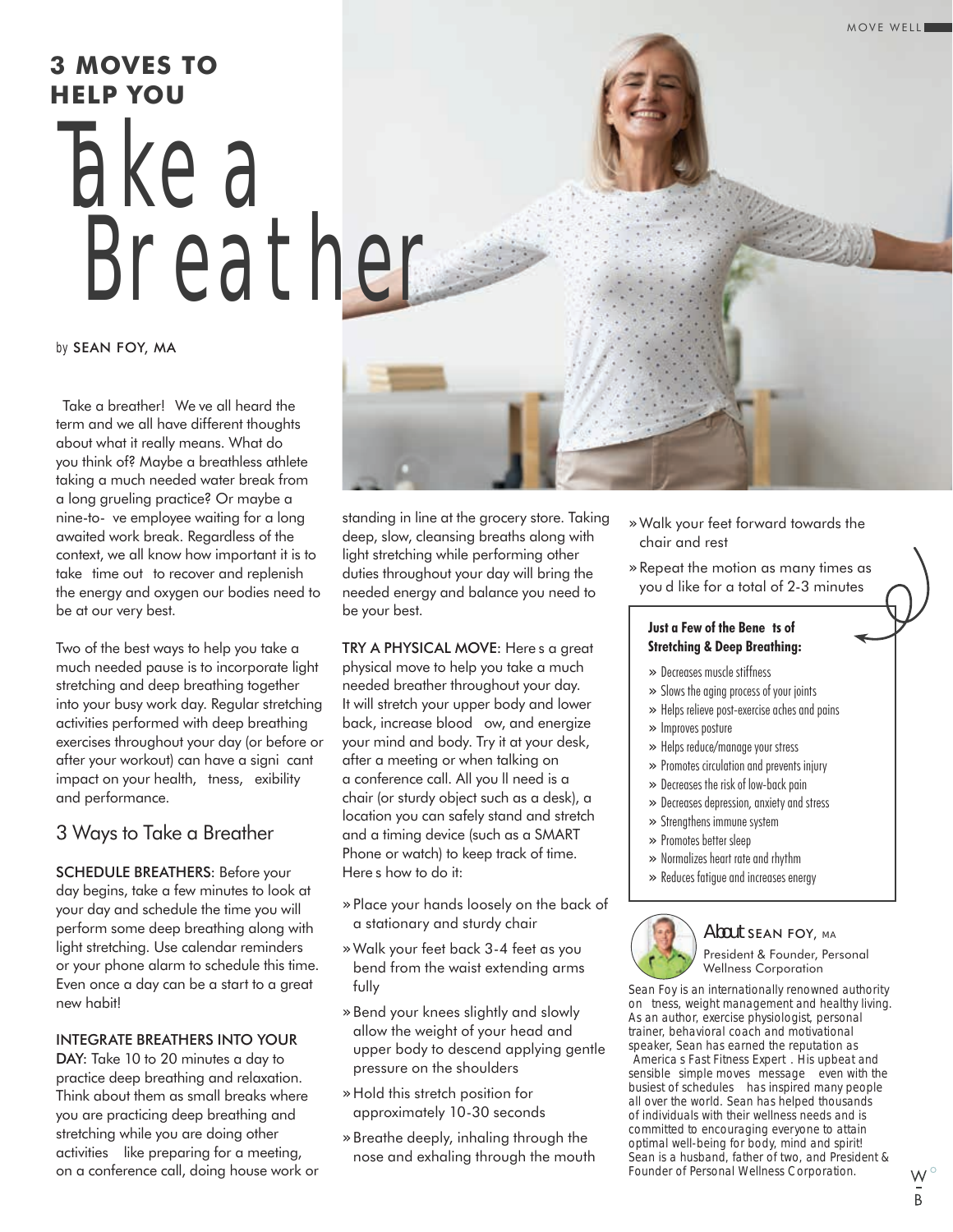# 3 MOVES TO HELP YOU Take a Breather

by SEAN FOY, MA

Take a breather! We ve all heard the term and we all have different thoughts about what it really means. What do you think of? Maybe a breathless athlete taking a much needed water break from a long grueling practice? Or maybe a nine-to- ve employee waiting for a long awaited work break. Regardless of the context, we all know how important it is to take time out to recover and replenish the energy and oxygen our bodies need to be at our very best.

Two of the best ways to help you take a much needed pause is to incorporate light stretching and deep breathing together into your busy work day. Regular stretching activities performed with deep breathing exercises throughout your day (or before or after your workout) can have a signi cant impact on your health, tness, exibility and performance.

## 3 Ways to Take a Breather

**SCHEDULE BREATHERS**: Before your day begins, take a few minutes to look at your day and schedule the time you will perform some deep breathing along with light stretching. Use calendar reminders or your phone alarm to schedule this time. Even once a day can be a start to a great new habit!

**INTEGRATE BREATHERS INTO YOUR DAY**: Take 10 to 20 minutes a day to practice deep breathing and relaxation. Think about them as small breaks where you are practicing deep breathing and stretching while you are doing other activities like preparing for a meeting, on a conference call, doing house work or standing in line at the grocery store. Taking deep, slow, cleansing breaths along with light stretching while performing other duties throughout your day will bring the needed energy and balance you need to be your best.

**TRY A PHYSICAL MOVE**: Here s a great physical move to help you take a much needed breather throughout your day. It will stretch your upper body and lower back, increase blood ow, and energize your mind and body. Try it at your desk, after a meeting or when talking on a conference call. All you ll need is a chair (or sturdy object such as a desk), a location you can safely stand and stretch and a timing device (such as a SMART Phone or watch) to keep track of time. Here s how to do it:

- » Place your hands loosely on the back of a stationary and sturdy chair
- » Walk your feet back 3-4 feet as you bend from the waist extending arms fully
- » Bend your knees slightly and slowly allow the weight of your head and upper body to descend applying gentle pressure on the shoulders
- » Hold this stretch position for approximately 10-30 seconds
- » Breathe deeply, inhaling through the nose and exhaling through the mouth
- » Walk your feet forward towards the chair and rest
- » Repeat the motion as many times as you d like for a total of 2-3 minutes

**Just a Few of the Bene ts of Stretching & Deep Breathing:**

- » Decreases muscle stiffness
- » Slows the aging process of your joints
- » Helps relieve post-exercise aches and pains
- » Improves posture
- » Helps reduce/manage your stress
- » Promotes circulation and prevents injury
- » Decreases the risk of low-back pain
- » Decreases depression, anxiety and stress
- » Strengthens immune system
- » Promotes better sleep
- » Normalizes heart rate and rhythm
- » Reduces fatigue and increases energy

## About SEAN FOY, MA

President & Founder, Personal Wellness Corporation

Sean Foy is an internationally renowned authority on tness, weight management and healthy living. As an author, exercise physiologist, personal trainer, behavioral coach and motivational speaker, Sean has earned the reputation as America s Fast Fitness Expert . His upbeat and sensible simple moves message even with the busiest of schedules has inspired many people all over the world. Sean has helped thousands of individuals with their wellness needs and is committed to encouraging everyone to attain optimal well-being for body, mind and spirit! Sean is a husband, father of two, and President & Founder of Personal Wellness Corporation.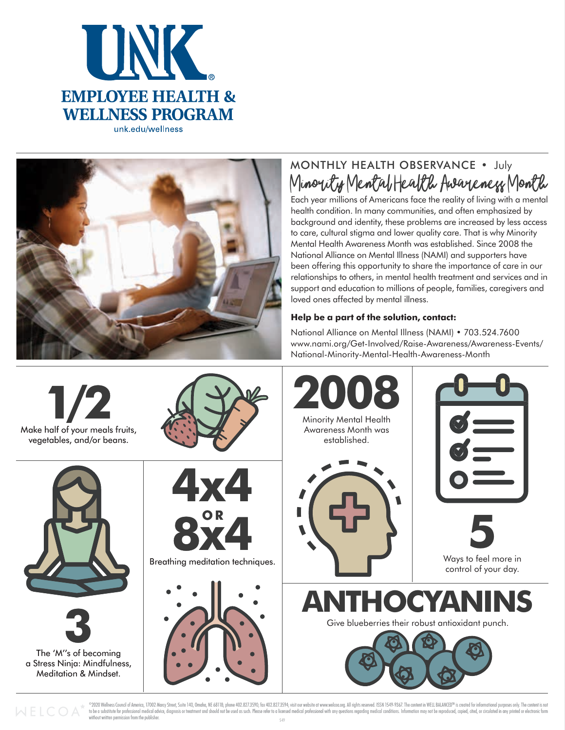# UNK EMPLOYEE HEALTH & WELLNESS PROGRAM

unk.edu/wellness

## MONTHLY HEALTH OBSERVANCE • July

## Minority Mental Health Awareness Month

Each year millions of Americans face the reality of living with a mental health condition. In many communities, and often emphasized by background and identity, these problems are increased by less access to care, cultural stigma and lower quality care. That is why Minority Mental Health Awareness Month was established. Since 2008 the National Alliance on Mental Illness (NAMI) and supporters have been offering this opportunity to share the importance of care in our relationships to others, in mental health treatment and services and in support and education to millions of people, families, caregivers and loved ones affected by mental illness.

**Help be a part of the solution, contact:**

National Alliance on Mental Illness (NAMI) • 703.524.7600
www.nami.org/Get-Involved/Raise-Awareness/Awareness-Events/National-Minority-Mental-Health-Awareness-Month

**1/2**

Make half of your meals fruits, vegetables, and/or beans.

**2008**

Minority Mental Health Awareness Month was established.

**4x4 OR 8x4**

Breathing meditation techniques.

**5**

Ways to feel more in control of your day.

**3**

The 'M''s of becoming a Stress Ninja: Mindfulness, Meditation & Mindset.

**ANTHOCYANINS**

Give blueberries their robust antioxidant punch.

WELCOA

©2020 Wellness Council of America, 17002 Marcy Street, Suite 140, Omaha, NE 68118; phone 402.827.3590; fax 402.827.3594; visit our website at www.welcoa.org. All rights reserved. ISSN 1549-9367. The content in WELL BALANCED™ is created for informational purposes only. The content is not to be a substitute for professional medical advice, diagnosis or treatment and should not be used as such. Please refer to a licensed medical professional with any questions regarding medical conditions. Information may not be reproduced, copied, cited, or circulated in any printed or electronic form without written permission from the publisher.